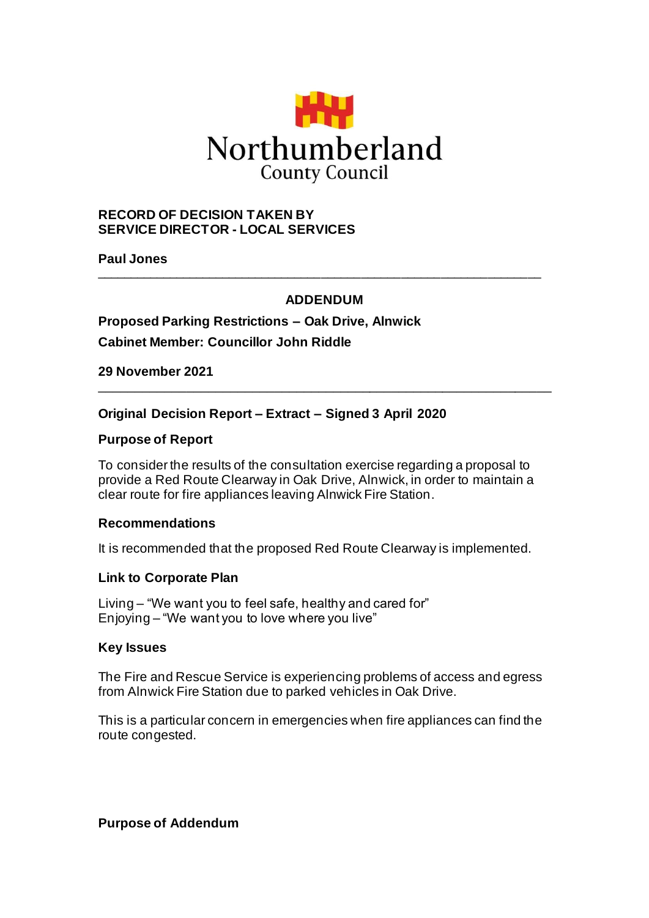Northumberland County Council

**RECORD OF DECISION TAKEN BY**
**SERVICE DIRECTOR - LOCAL SERVICES**

**Paul Jones**

---

**ADDENDUM**

**Proposed Parking Restrictions – Oak Drive, Alnwick**

**Cabinet Member: Councillor John Riddle**

**29 November 2021**

---

### Original Decision Report – Extract – Signed 3 April 2020

### Purpose of Report

To consider the results of the consultation exercise regarding a proposal to provide a Red Route Clearway in Oak Drive, Alnwick, in order to maintain a clear route for fire appliances leaving Alnwick Fire Station.

### Recommendations

It is recommended that the proposed Red Route Clearway is implemented.

### Link to Corporate Plan

Living – "We want you to feel safe, healthy and cared for"
Enjoying – "We want you to love where you live"

### Key Issues

The Fire and Rescue Service is experiencing problems of access and egress from Alnwick Fire Station due to parked vehicles in Oak Drive.

This is a particular concern in emergencies when fire appliances can find the route congested.

### Purpose of Addendum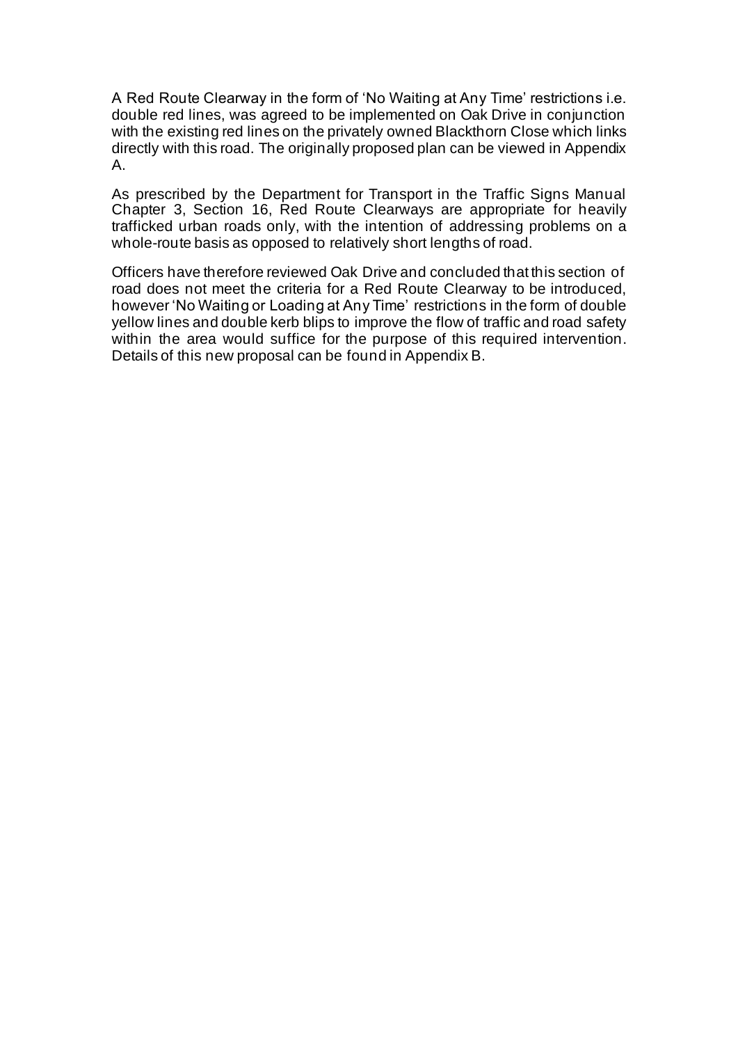A Red Route Clearway in the form of 'No Waiting at Any Time' restrictions i.e. double red lines, was agreed to be implemented on Oak Drive in conjunction with the existing red lines on the privately owned Blackthorn Close which links directly with this road. The originally proposed plan can be viewed in Appendix A.

As prescribed by the Department for Transport in the Traffic Signs Manual Chapter 3, Section 16, Red Route Clearways are appropriate for heavily trafficked urban roads only, with the intention of addressing problems on a whole-route basis as opposed to relatively short lengths of road.

Officers have therefore reviewed Oak Drive and concluded that this section of road does not meet the criteria for a Red Route Clearway to be introduced, however 'No Waiting or Loading at Any Time' restrictions in the form of double yellow lines and double kerb blips to improve the flow of traffic and road safety within the area would suffice for the purpose of this required intervention. Details of this new proposal can be found in Appendix B.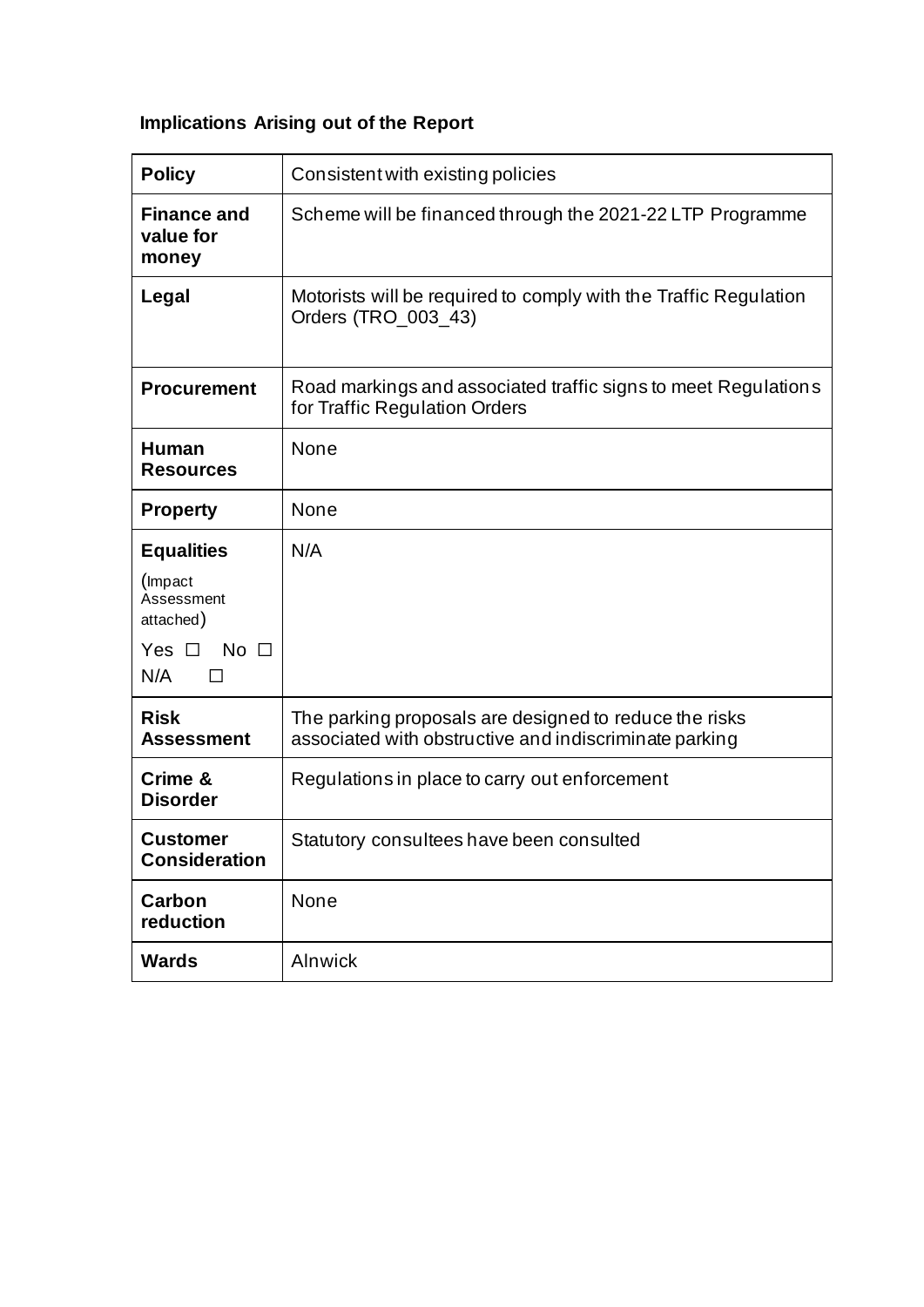### Implications Arising out of the Report

| | |
|---|---|
| **Policy** | Consistent with existing policies |
| **Finance and value for money** | Scheme will be financed through the 2021-22 LTP Programme |
| **Legal** | Motorists will be required to comply with the Traffic Regulation Orders (TRO_003_43) |
| **Procurement** | Road markings and associated traffic signs to meet Regulations for Traffic Regulation Orders |
| **Human Resources** | None |
| **Property** | None |
| **Equalities** (Impact Assessment attached) Yes ☐ No ☐ N/A ☐ | N/A |
| **Risk Assessment** | The parking proposals are designed to reduce the risks associated with obstructive and indiscriminate parking |
| **Crime & Disorder** | Regulations in place to carry out enforcement |
| **Customer Consideration** | Statutory consultees have been consulted |
| **Carbon reduction** | None |
| **Wards** | Alnwick |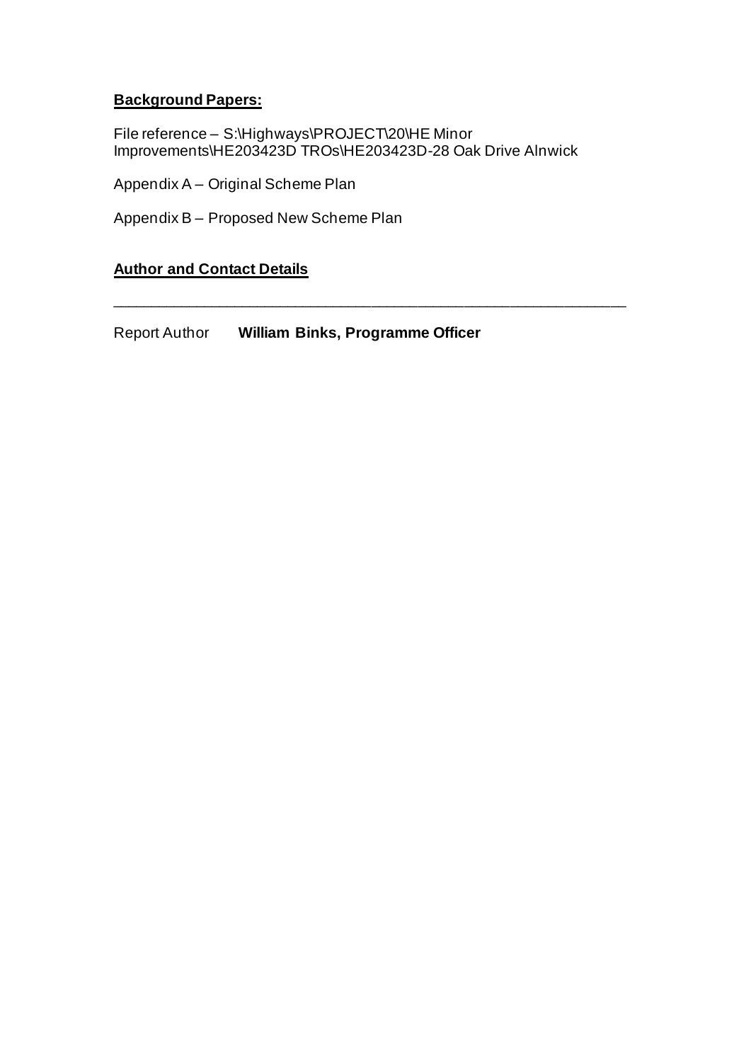**Background Papers:**

File reference – S:\Highways\PROJECT\20\HE Minor Improvements\HE203423D TROs\HE203423D-28 Oak Drive Alnwick

Appendix A – Original Scheme Plan

Appendix B – Proposed New Scheme Plan

**Author and Contact Details**

---

Report Author **William Binks, Programme Officer**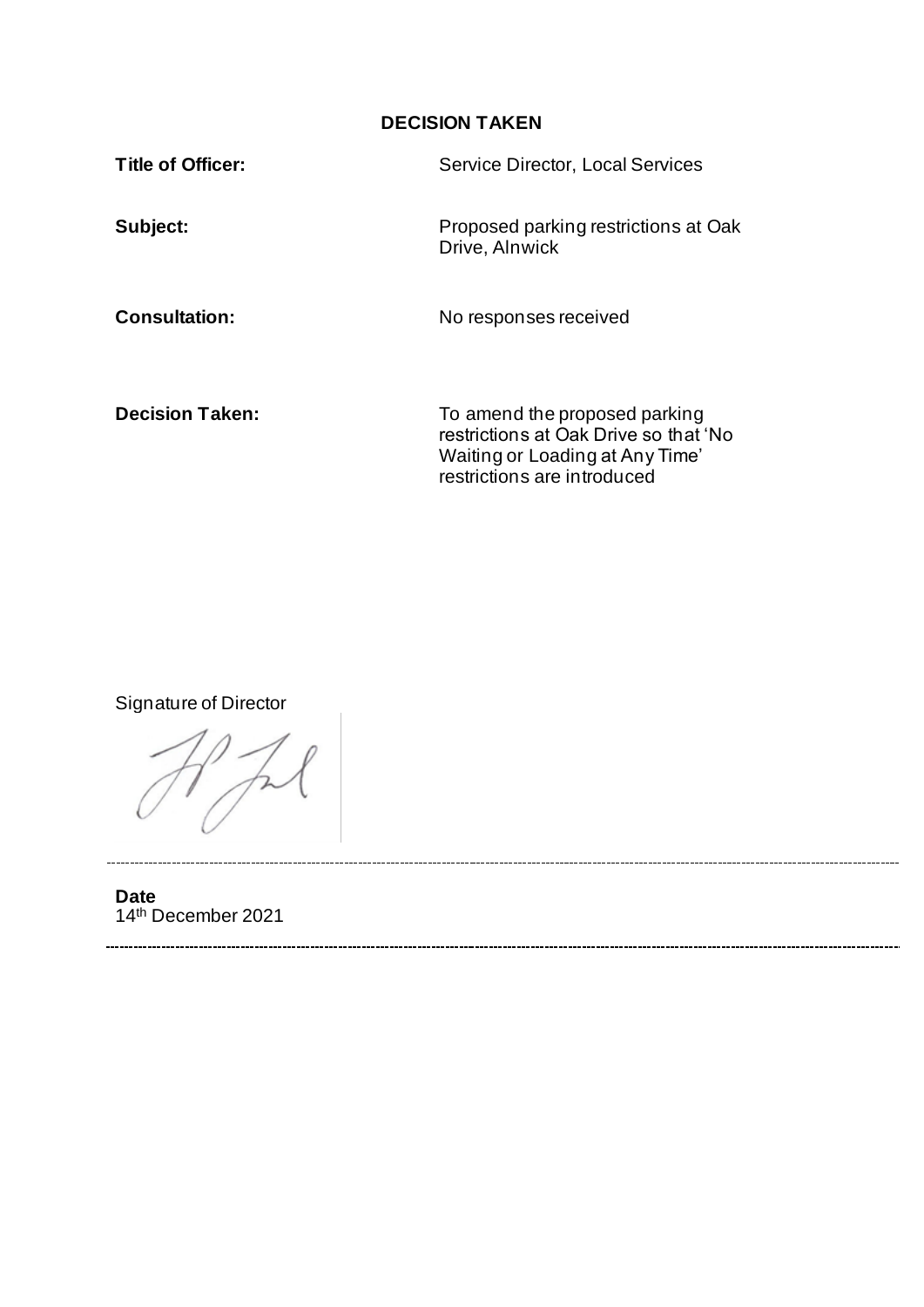## DECISION TAKEN

| | |
|---|---|
| **Title of Officer:** | Service Director, Local Services |
| **Subject:** | Proposed parking restrictions at Oak Drive, Alnwick |
| **Consultation:** | No responses received |
| **Decision Taken:** | To amend the proposed parking restrictions at Oak Drive so that 'No Waiting or Loading at Any Time' restrictions are introduced |

Signature of Director

---

**Date**
14th December 2021

---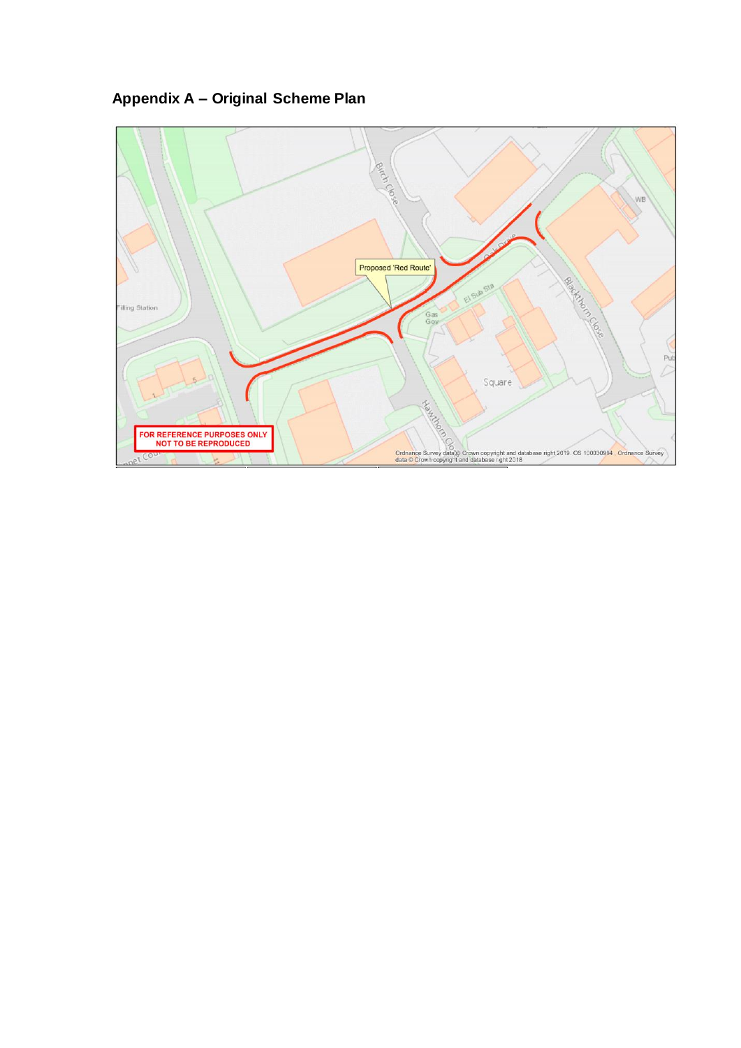## Appendix A – Original Scheme Plan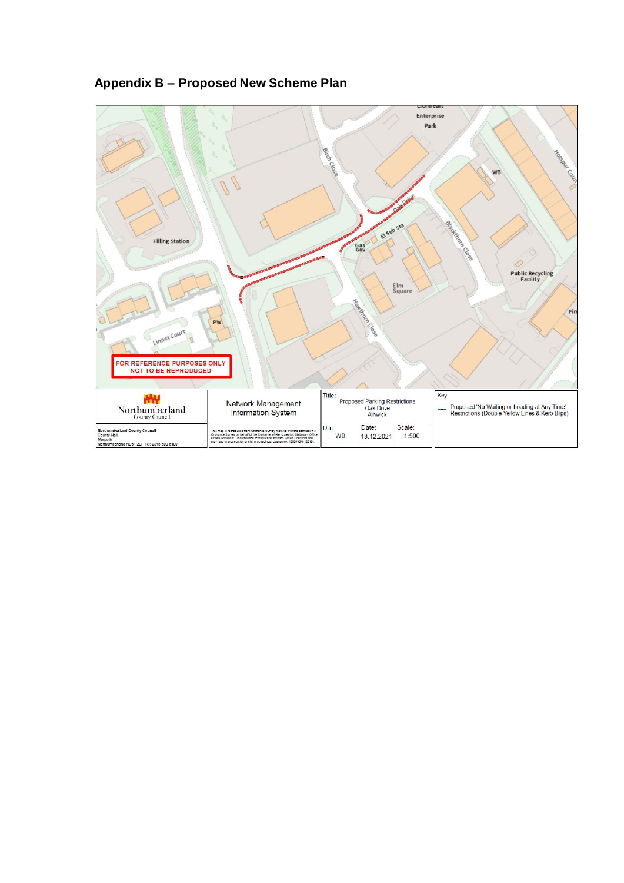## Appendix B – Proposed New Scheme Plan

Cromheart Enterprise Park

Birch Close

Oak Drive

El Sub Sta

Gas Gov

Blackthorn Close

WB

Hotspur Court

Filling Station

Elm Square

Public Recycling Facility

Hawthorn Close

PW

Linnet Court

FOR REFERENCE PURPOSES ONLY
NOT TO BE REPRODUCED

| | | | | | |
|---|---|---|---|---|---|
| Northumberland County Council | Network Management Information System | Title: Proposed Parking Restrictions Oak Drive Alnwick | | | Key: Proposed 'No Waiting or Loading at Any Time' Restrictions (Double Yellow Lines & Kerb Blips) |
| Northumberland County Council County Hall Morpeth Northumberland NE61 2EF Tel: 0345 600 6400 | This map is reproduced from Ordnance Survey material with the permission of Ordnance Survey on behalf of the Controller of Her Majesty's Stationery Office Crown Copyright. Unauthorised reproduction infringes Crown Copyright and may lead to prosecution or civil proceedings. Licence no. 100049048 (2019). | Drn: WB | Date: 13.12.2021 | Scale: 1:500 | |